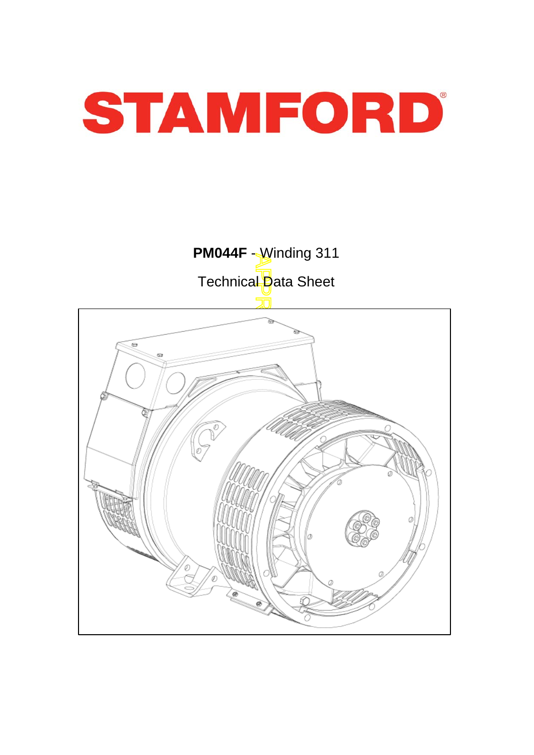# STAMFORD

**PM044F** - Winding 311

Technical Data Sheet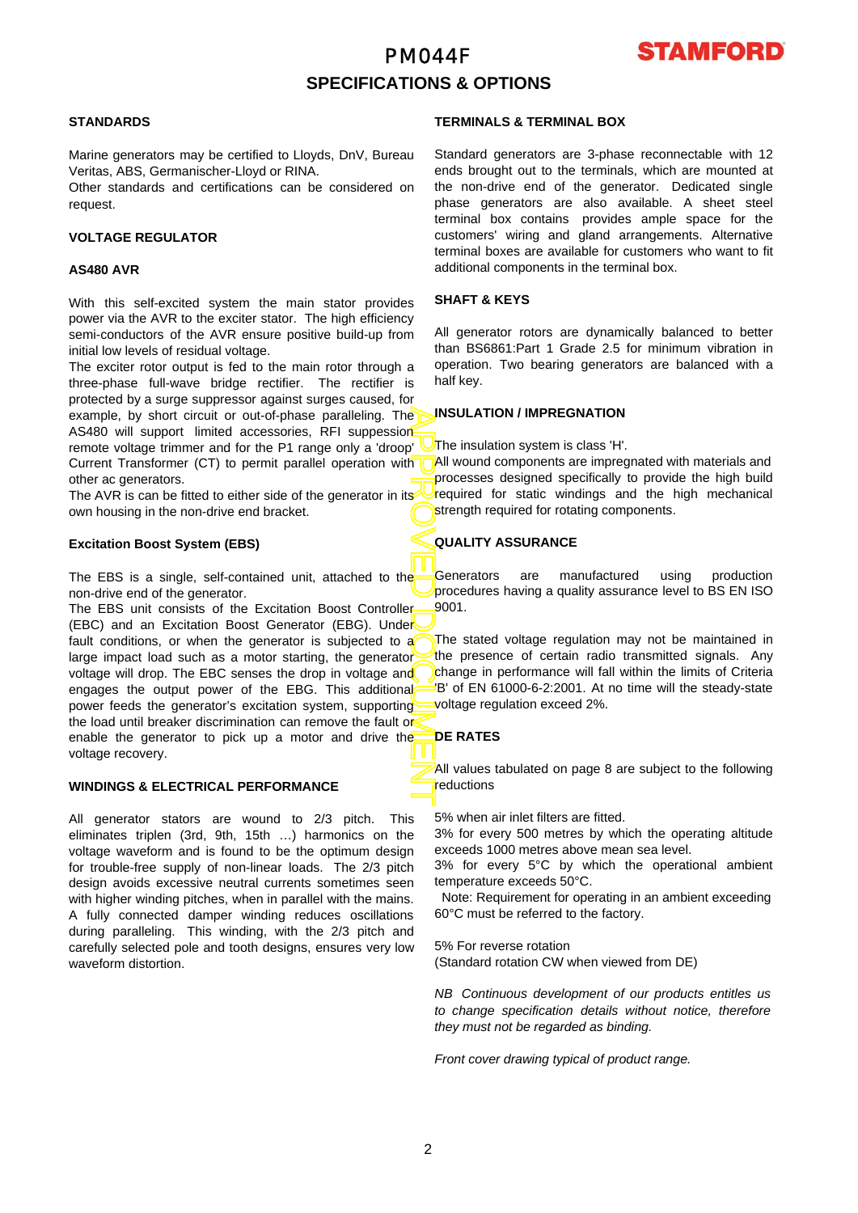# PM044F

## SPECIFICATIONS & OPTIONS

### STANDARDS

Marine generators may be certified to Lloyds, DnV, Bureau Veritas, ABS, Germanischer-Lloyd or RINA.
Other standards and certifications can be considered on request.

### VOLTAGE REGULATOR

### AS480 AVR

With this self-excited system the main stator provides power via the AVR to the exciter stator. The high efficiency semi-conductors of the AVR ensure positive build-up from initial low levels of residual voltage.
The exciter rotor output is fed to the main rotor through a three-phase full-wave bridge rectifier. The rectifier is protected by a surge suppressor against surges caused, for example, by short circuit or out-of-phase paralleling. The AS480 will support limited accessories, RFI suppession remote voltage trimmer and for the P1 range only a 'droop' Current Transformer (CT) to permit parallel operation with other ac generators.
The AVR is can be fitted to either side of the generator in its own housing in the non-drive end bracket.

### Excitation Boost System (EBS)

The EBS is a single, self-contained unit, attached to the non-drive end of the generator.
The EBS unit consists of the Excitation Boost Controller (EBC) and an Excitation Boost Generator (EBG). Under fault conditions, or when the generator is subjected to a large impact load such as a motor starting, the generator voltage will drop. The EBC senses the drop in voltage and engages the output power of the EBG. This additional power feeds the generator's excitation system, supporting the load until breaker discrimination can remove the fault or enable the generator to pick up a motor and drive the voltage recovery.

### WINDINGS & ELECTRICAL PERFORMANCE

All generator stators are wound to 2/3 pitch. This eliminates triplen (3rd, 9th, 15th …) harmonics on the voltage waveform and is found to be the optimum design for trouble-free supply of non-linear loads. The 2/3 pitch design avoids excessive neutral currents sometimes seen with higher winding pitches, when in parallel with the mains. A fully connected damper winding reduces oscillations during paralleling. This winding, with the 2/3 pitch and carefully selected pole and tooth designs, ensures very low waveform distortion.

### TERMINALS & TERMINAL BOX

Standard generators are 3-phase reconnectable with 12 ends brought out to the terminals, which are mounted at the non-drive end of the generator. Dedicated single phase generators are also available. A sheet steel terminal box contains provides ample space for the customers' wiring and gland arrangements. Alternative terminal boxes are available for customers who want to fit additional components in the terminal box.

### SHAFT & KEYS

All generator rotors are dynamically balanced to better than BS6861:Part 1 Grade 2.5 for minimum vibration in operation. Two bearing generators are balanced with a half key.

### INSULATION / IMPREGNATION

The insulation system is class 'H'.
All wound components are impregnated with materials and processes designed specifically to provide the high build required for static windings and the high mechanical strength required for rotating components.

### QUALITY ASSURANCE

Generators are manufactured using production procedures having a quality assurance level to BS EN ISO 9001.

The stated voltage regulation may not be maintained in the presence of certain radio transmitted signals. Any change in performance will fall within the limits of Criteria 'B' of EN 61000-6-2:2001. At no time will the steady-state voltage regulation exceed 2%.

### DE RATES

All values tabulated on page 8 are subject to the following reductions

5% when air inlet filters are fitted.
3% for every 500 metres by which the operating altitude exceeds 1000 metres above mean sea level.
3% for every 5°C by which the operational ambient temperature exceeds 50°C.
Note: Requirement for operating in an ambient exceeding 60°C must be referred to the factory.

5% For reverse rotation
(Standard rotation CW when viewed from DE)

*NB Continuous development of our products entitles us to change specification details without notice, therefore they must not be regarded as binding.*

*Front cover drawing typical of product range.*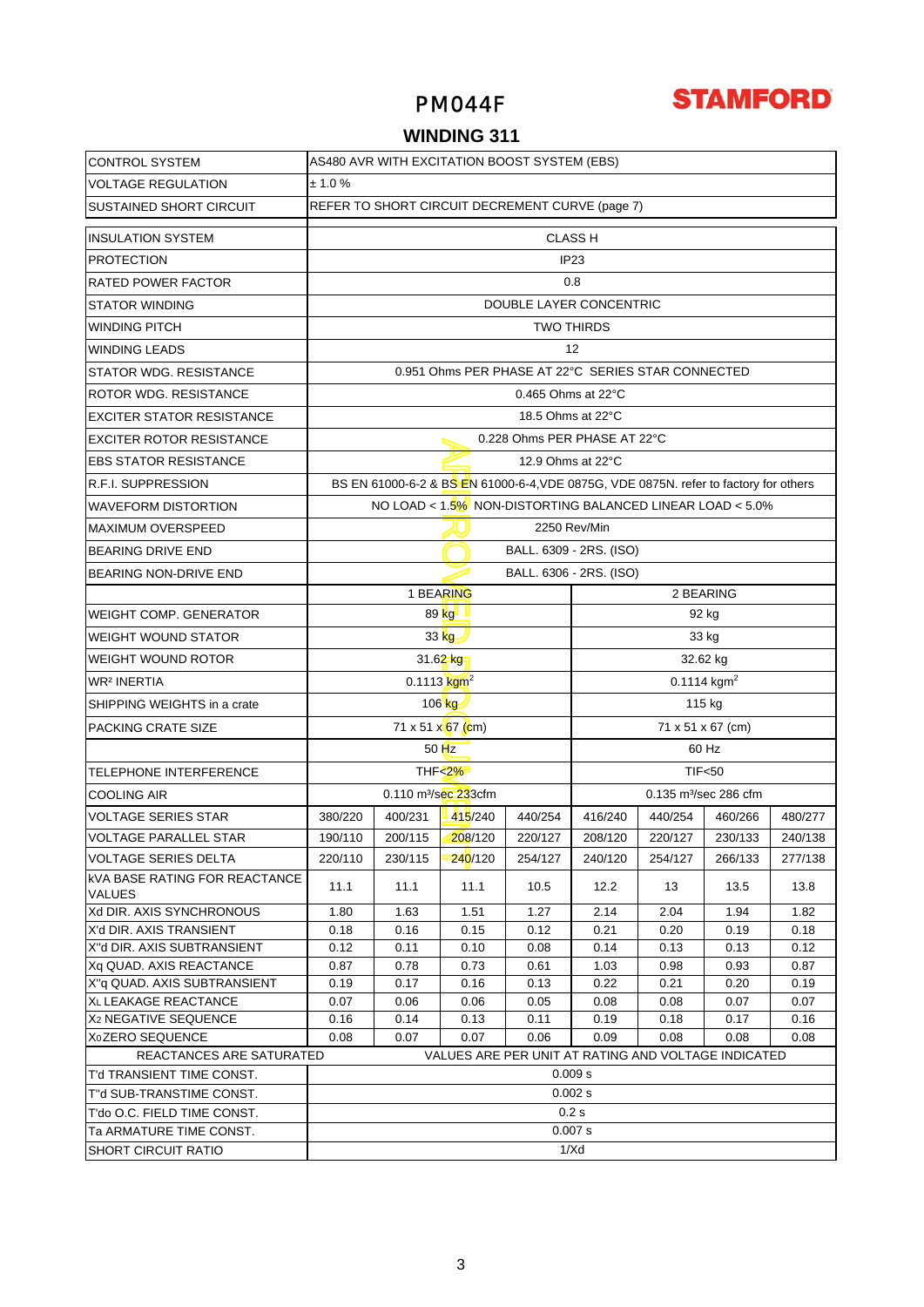# PM044F

**STAMFORD**

## WINDING 311

| | | | | | | | | |
|---|---|---|---|---|---|---|---|---|
| CONTROL SYSTEM | AS480 AVR WITH EXCITATION BOOST SYSTEM (EBS) | | | | | | | |
| VOLTAGE REGULATION | ± 1.0 % | | | | | | | |
| SUSTAINED SHORT CIRCUIT | REFER TO SHORT CIRCUIT DECREMENT CURVE (page 7) | | | | | | | |
| INSULATION SYSTEM | CLASS H | | | | | | | |
| PROTECTION | IP23 | | | | | | | |
| RATED POWER FACTOR | 0.8 | | | | | | | |
| STATOR WINDING | DOUBLE LAYER CONCENTRIC | | | | | | | |
| WINDING PITCH | TWO THIRDS | | | | | | | |
| WINDING LEADS | 12 | | | | | | | |
| STATOR WDG. RESISTANCE | 0.951 Ohms PER PHASE AT 22°C SERIES STAR CONNECTED | | | | | | | |
| ROTOR WDG. RESISTANCE | 0.465 Ohms at 22°C | | | | | | | |
| EXCITER STATOR RESISTANCE | 18.5 Ohms at 22°C | | | | | | | |
| EXCITER ROTOR RESISTANCE | 0.228 Ohms PER PHASE AT 22°C | | | | | | | |
| EBS STATOR RESISTANCE | 12.9 Ohms at 22°C | | | | | | | |
| R.F.I. SUPPRESSION | BS EN 61000-6-2 & BS EN 61000-6-4,VDE 0875G, VDE 0875N. refer to factory for others | | | | | | | |
| WAVEFORM DISTORTION | NO LOAD < 1.5% NON-DISTORTING BALANCED LINEAR LOAD < 5.0% | | | | | | | |
| MAXIMUM OVERSPEED | 2250 Rev/Min | | | | | | | |
| BEARING DRIVE END | BALL. 6309 - 2RS. (ISO) | | | | | | | |
| BEARING NON-DRIVE END | BALL. 6306 - 2RS. (ISO) | | | | | | | |
| | 1 BEARING | | | | 2 BEARING | | | |
| WEIGHT COMP. GENERATOR | 89 kg | | | | 92 kg | | | |
| WEIGHT WOUND STATOR | 33 kg | | | | 33 kg | | | |
| WEIGHT WOUND ROTOR | 31.62 kg | | | | 32.62 kg | | | |
| WR² INERTIA | 0.1113 kgm² | | | | 0.1114 kgm² | | | |
| SHIPPING WEIGHTS in a crate | 106 kg | | | | 115 kg | | | |
| PACKING CRATE SIZE | 71 x 51 x 67 (cm) | | | | 71 x 51 x 67 (cm) | | | |
| | 50 Hz | | | | 60 Hz | | | |
| TELEPHONE INTERFERENCE | THF<2% | | | | TIF<50 | | | |
| COOLING AIR | 0.110 m³/sec 233cfm | | | | 0.135 m³/sec 286 cfm | | | |
| VOLTAGE SERIES STAR | 380/220 | 400/231 | 415/240 | 440/254 | 416/240 | 440/254 | 460/266 | 480/277 |
| VOLTAGE PARALLEL STAR | 190/110 | 200/115 | 208/120 | 220/127 | 208/120 | 220/127 | 230/133 | 240/138 |
| VOLTAGE SERIES DELTA | 220/110 | 230/115 | 240/120 | 254/127 | 240/120 | 254/127 | 266/133 | 277/138 |
| kVA BASE RATING FOR REACTANCE VALUES | 11.1 | 11.1 | 11.1 | 10.5 | 12.2 | 13 | 13.5 | 13.8 |
| Xd DIR. AXIS SYNCHRONOUS | 1.80 | 1.63 | 1.51 | 1.27 | 2.14 | 2.04 | 1.94 | 1.82 |
| X'd DIR. AXIS TRANSIENT | 0.18 | 0.16 | 0.15 | 0.12 | 0.21 | 0.20 | 0.19 | 0.18 |
| X''d DIR. AXIS SUBTRANSIENT | 0.12 | 0.11 | 0.10 | 0.08 | 0.14 | 0.13 | 0.13 | 0.12 |
| Xq QUAD. AXIS REACTANCE | 0.87 | 0.78 | 0.73 | 0.61 | 1.03 | 0.98 | 0.93 | 0.87 |
| X''q QUAD. AXIS SUBTRANSIENT | 0.19 | 0.17 | 0.16 | 0.13 | 0.22 | 0.21 | 0.20 | 0.19 |
| $X_L$ LEAKAGE REACTANCE | 0.07 | 0.06 | 0.06 | 0.05 | 0.08 | 0.08 | 0.07 | 0.07 |
| $X_2$ NEGATIVE SEQUENCE | 0.16 | 0.14 | 0.13 | 0.11 | 0.19 | 0.18 | 0.17 | 0.16 |
| $X_0$ ZERO SEQUENCE | 0.08 | 0.07 | 0.07 | 0.06 | 0.09 | 0.08 | 0.08 | 0.08 |
| REACTANCES ARE SATURATED | VALUES ARE PER UNIT AT RATING AND VOLTAGE INDICATED | | | | | | | |
| T'd TRANSIENT TIME CONST. | 0.009 s | | | | | | | |
| T''d SUB-TRANSTIME CONST. | 0.002 s | | | | | | | |
| T'do O.C. FIELD TIME CONST. | 0.2 s | | | | | | | |
| Ta ARMATURE TIME CONST. | 0.007 s | | | | | | | |
| SHORT CIRCUIT RATIO | 1/Xd | | | | | | | |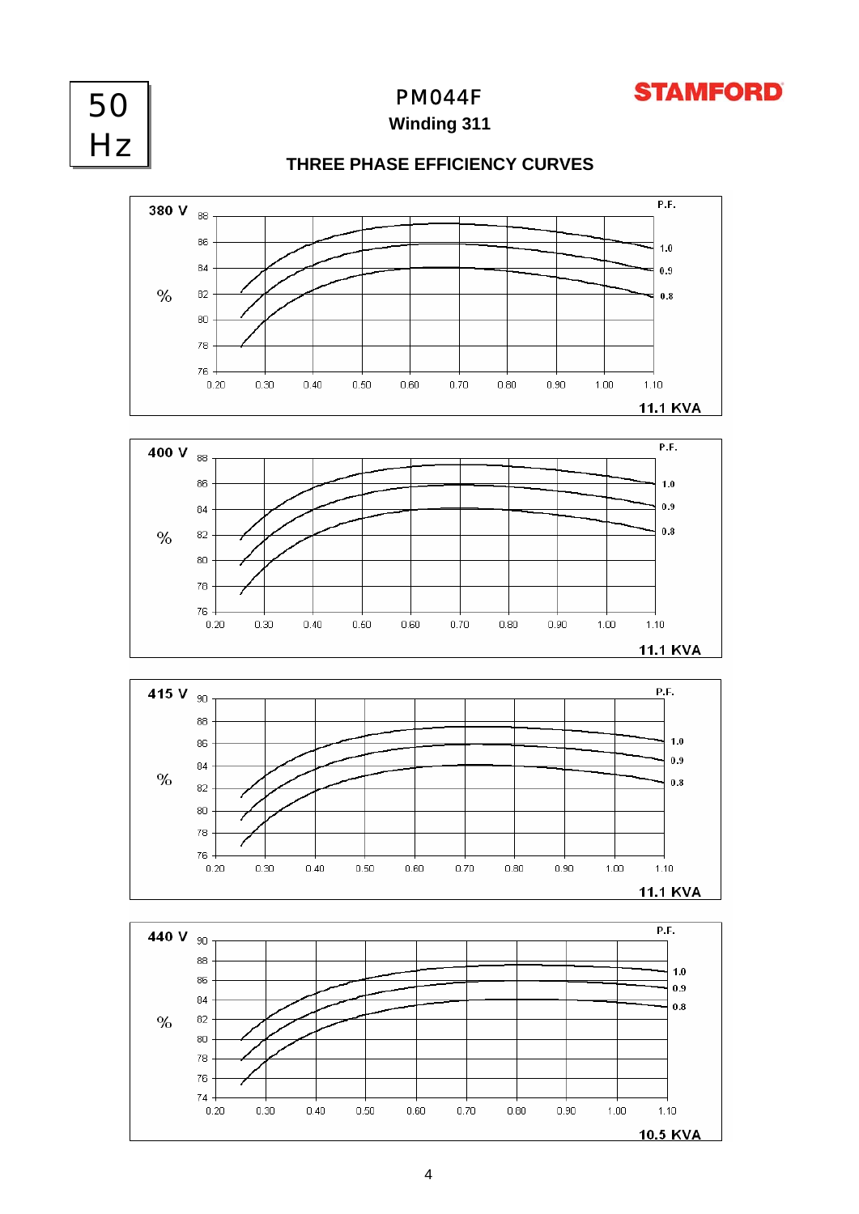50 Hz

# PM044F

**Winding 311**

**STAMFORD**

## THREE PHASE EFFICIENCY CURVES

**380 V**

% — P.F. 1.0, 0.9, 0.8

Y axis: 76, 78, 80, 82, 84, 86, 88

X axis: 0.20, 0.30, 0.40, 0.50, 0.60, 0.70, 0.80, 0.90, 1.00, 1.10

**11.1 KVA**

**400 V**

% — P.F. 1.0, 0.9, 0.8

Y axis: 76, 78, 80, 82, 84, 86, 88

X axis: 0.20, 0.30, 0.40, 0.50, 0.60, 0.70, 0.80, 0.90, 1.00, 1.10

**11.1 KVA**

**415 V**

% — P.F. 1.0, 0.9, 0.8

Y axis: 76, 78, 80, 82, 84, 86, 88, 90

X axis: 0.20, 0.30, 0.40, 0.50, 0.60, 0.70, 0.80, 0.90, 1.00, 1.10

**11.1 KVA**

**440 V**

% — P.F. 1.0, 0.9, 0.8

Y axis: 74, 76, 78, 80, 82, 84, 86, 88, 90

X axis: 0.20, 0.30, 0.40, 0.50, 0.60, 0.70, 0.80, 0.90, 1.00, 1.10

**10.5 KVA**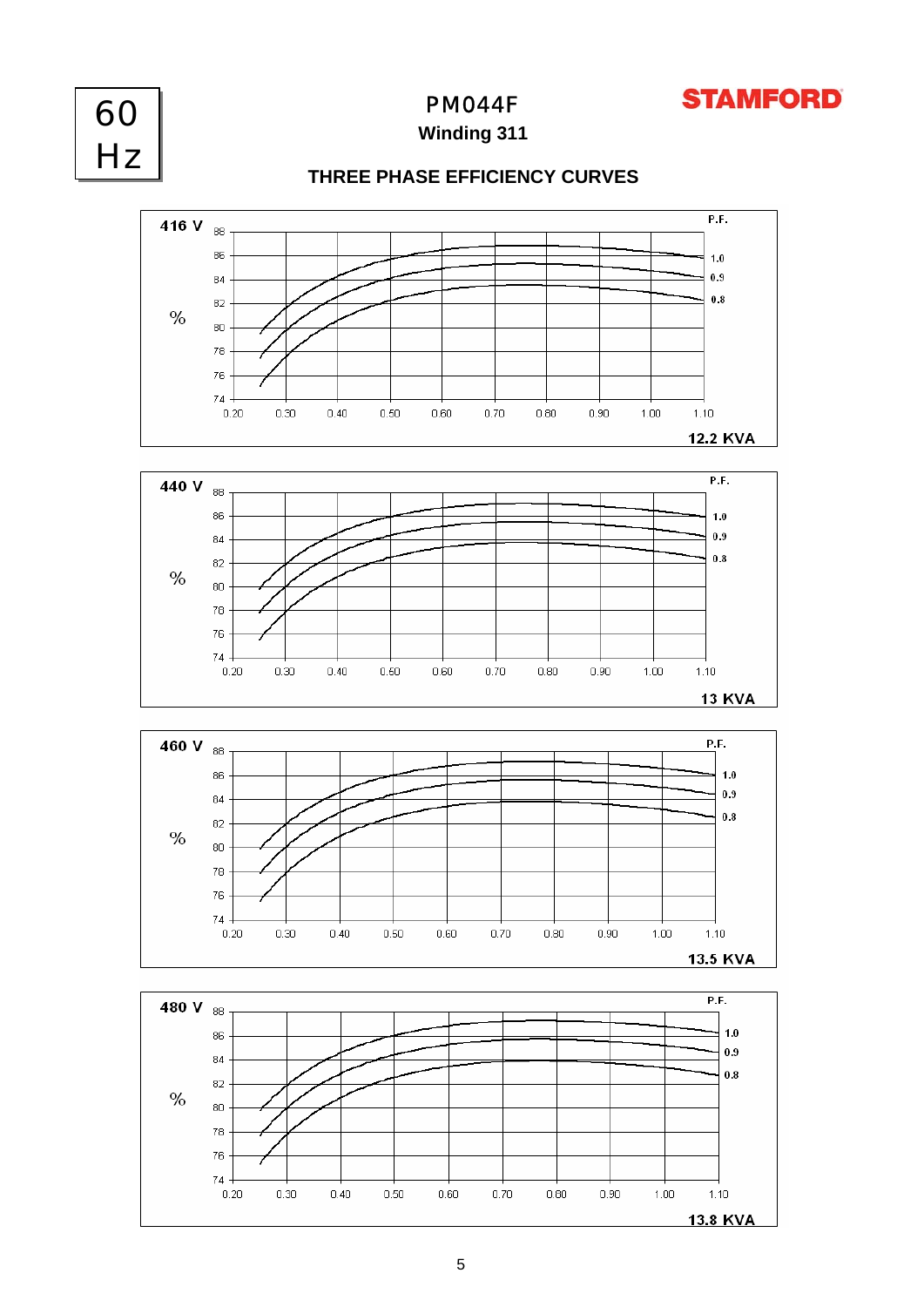60 Hz

# PM044F

## Winding 311

STAMFORD

### THREE PHASE EFFICIENCY CURVES

416 V

%

P.F.

1.0
0.9
0.8

12.2 KVA

440 V

%

P.F.

1.0
0.9
0.8

13 KVA

460 V

%

P.F.

1.0
0.9
0.8

13.5 KVA

480 V

%

P.F.

1.0
0.9
0.8

13.8 KVA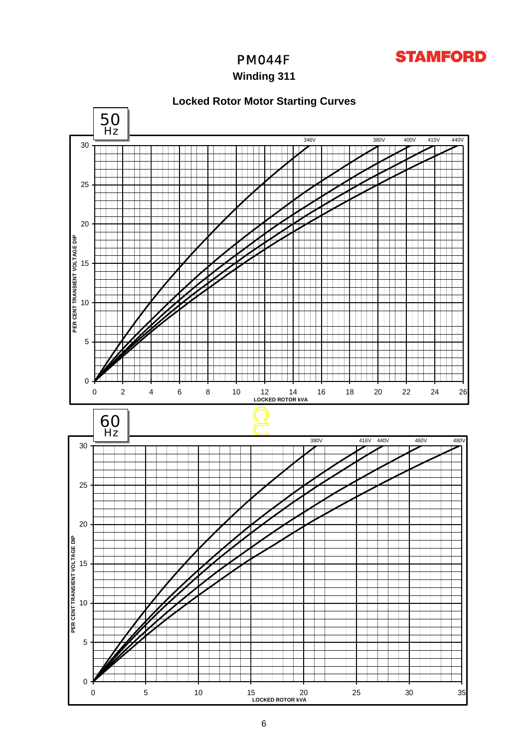# PM044F

## Winding 311

STAMFORD

### Locked Rotor Motor Starting Curves

**50 Hz**

PER CENT TRANSIENT VOLTAGE DIP (0–30) vs LOCKED ROTOR kVA (0–26)

Curves: 346V, 380V, 400V, 415V, 440V

**60 Hz**

PER CENT TRANSIENT VOLTAGE DIP (0–30) vs LOCKED ROTOR kVA (0–35)

Curves: 380V, 416V, 440V, 460V, 480V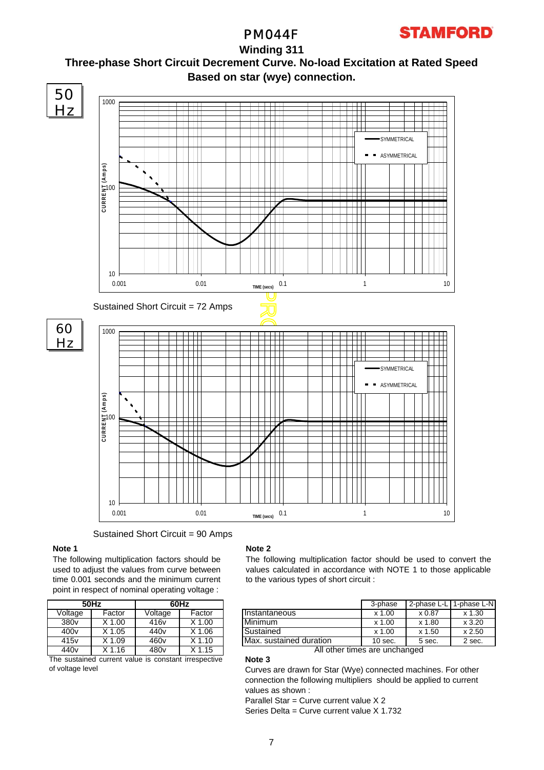# PM044F

## Winding 311

### Three-phase Short Circuit Decrement Curve. No-load Excitation at Rated Speed
### Based on star (wye) connection.

**50 Hz**

Sustained Short Circuit = 72 Amps

**60 Hz**

Sustained Short Circuit = 90 Amps

**Note 1**

The following multiplication factors should be used to adjust the values from curve between time 0.001 seconds and the minimum current point in respect of nominal operating voltage :

| 50Hz | | 60Hz | |
|---|---|---|---|
| Voltage | Factor | Voltage | Factor |
| 380v | X 1.00 | 416v | X 1.00 |
| 400v | X 1.05 | 440v | X 1.06 |
| 415v | X 1.09 | 460v | X 1.10 |
| 440v | X 1.16 | 480v | X 1.15 |

The sustained current value is constant irrespective of voltage level

**Note 2**

The following multiplication factor should be used to convert the values calculated in accordance with NOTE 1 to those applicable to the various types of short circuit :

| | 3-phase | 2-phase L-L | 1-phase L-N |
|---|---|---|---|
| Instantaneous | x 1.00 | x 0.87 | x 1.30 |
| Minimum | x 1.00 | x 1.80 | x 3.20 |
| Sustained | x 1.00 | x 1.50 | x 2.50 |
| Max. sustained duration | 10 sec. | 5 sec. | 2 sec. |

All other times are unchanged

**Note 3**

Curves are drawn for Star (Wye) connected machines. For other connection the following multipliers should be applied to current values as shown :

Parallel Star = Curve current value X 2

Series Delta = Curve current value X 1.732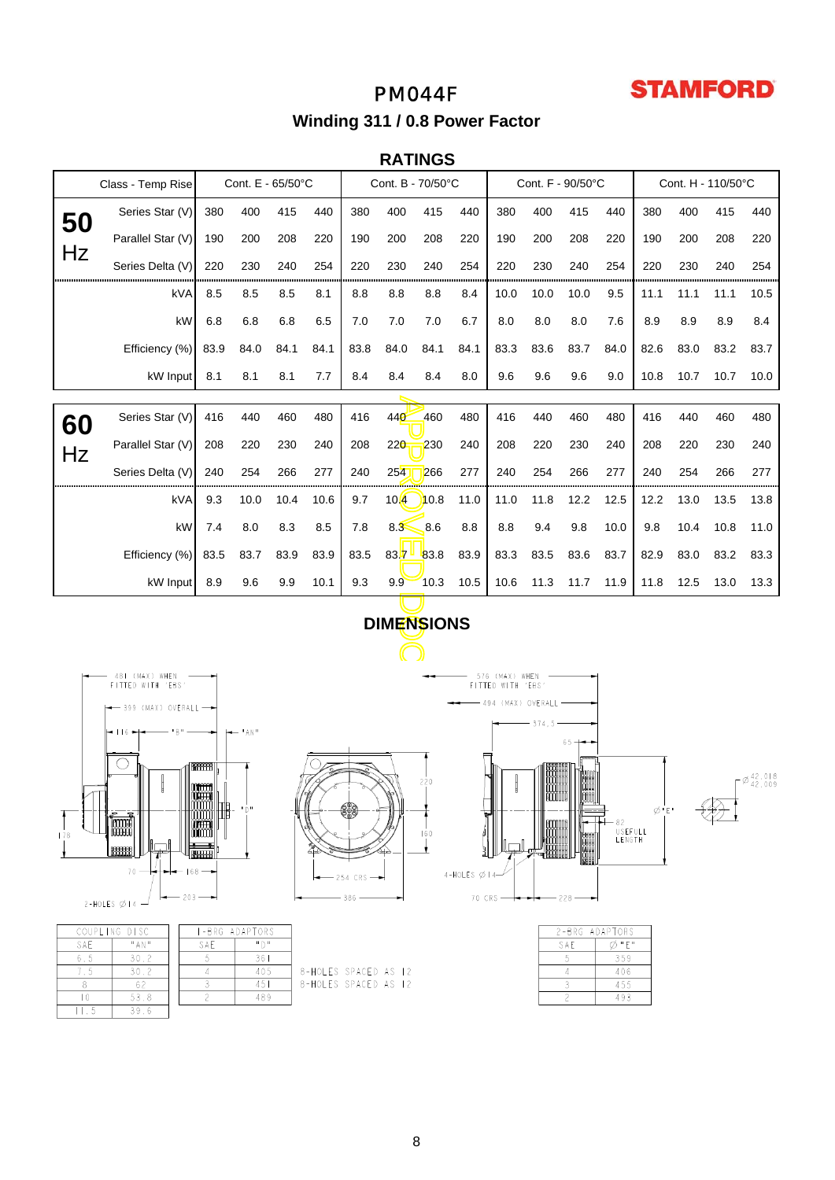# PM044F

STAMFORD

## Winding 311 / 0.8 Power Factor

### RATINGS

| | Class - Temp Rise | Cont. E - 65/50°C | | | | Cont. B - 70/50°C | | | | Cont. F - 90/50°C | | | | Cont. H - 110/50°C | | | |
|---|---|---|---|---|---|---|---|---|---|---|---|---|---|---|---|---|---|
| **50** Hz | Series Star (V) | 380 | 400 | 415 | 440 | 380 | 400 | 415 | 440 | 380 | 400 | 415 | 440 | 380 | 400 | 415 | 440 |
| | Parallel Star (V) | 190 | 200 | 208 | 220 | 190 | 200 | 208 | 220 | 190 | 200 | 208 | 220 | 190 | 200 | 208 | 220 |
| | Series Delta (V) | 220 | 230 | 240 | 254 | 220 | 230 | 240 | 254 | 220 | 230 | 240 | 254 | 220 | 230 | 240 | 254 |
| | kVA | 8.5 | 8.5 | 8.5 | 8.1 | 8.8 | 8.8 | 8.8 | 8.4 | 10.0 | 10.0 | 10.0 | 9.5 | 11.1 | 11.1 | 11.1 | 10.5 |
| | kW | 6.8 | 6.8 | 6.8 | 6.5 | 7.0 | 7.0 | 7.0 | 6.7 | 8.0 | 8.0 | 8.0 | 7.6 | 8.9 | 8.9 | 8.9 | 8.4 |
| | Efficiency (%) | 83.9 | 84.0 | 84.1 | 84.1 | 83.8 | 84.0 | 84.1 | 84.1 | 83.3 | 83.6 | 83.7 | 84.0 | 82.6 | 83.0 | 83.2 | 83.7 |
| | kW Input | 8.1 | 8.1 | 8.1 | 7.7 | 8.4 | 8.4 | 8.4 | 8.0 | 9.6 | 9.6 | 9.6 | 9.0 | 10.8 | 10.7 | 10.7 | 10.0 |
| **60** Hz | Series Star (V) | 416 | 440 | 460 | 480 | 416 | 440 | 460 | 480 | 416 | 440 | 460 | 480 | 416 | 440 | 460 | 480 |
| | Parallel Star (V) | 208 | 220 | 230 | 240 | 208 | 220 | 230 | 240 | 208 | 220 | 230 | 240 | 208 | 220 | 230 | 240 |
| | Series Delta (V) | 240 | 254 | 266 | 277 | 240 | 254 | 266 | 277 | 240 | 254 | 266 | 277 | 240 | 254 | 266 | 277 |
| | kVA | 9.3 | 10.0 | 10.4 | 10.6 | 9.7 | 10.4 | 10.8 | 11.0 | 11.0 | 11.8 | 12.2 | 12.5 | 12.2 | 13.0 | 13.5 | 13.8 |
| | kW | 7.4 | 8.0 | 8.3 | 8.5 | 7.8 | 8.3 | 8.6 | 8.8 | 8.8 | 9.4 | 9.8 | 10.0 | 9.8 | 10.4 | 10.8 | 11.0 |
| | Efficiency (%) | 83.5 | 83.7 | 83.9 | 83.9 | 83.5 | 83.7 | 83.8 | 83.9 | 83.3 | 83.5 | 83.6 | 83.7 | 82.9 | 83.0 | 83.2 | 83.3 |
| | kW Input | 8.9 | 9.6 | 9.9 | 10.1 | 9.3 | 9.9 | 10.3 | 10.5 | 10.6 | 11.3 | 11.7 | 11.9 | 11.8 | 12.5 | 13.0 | 13.3 |

APPROVED DOC

### DIMENSIONS

481 (MAX) WHEN FITTED WITH 'EBS'
399 (MAX) OVERALL
116, "B", "AN", "D", 178, 70, 168, 203, 2-HOLES Ø14
220, 160, 254 CRS, 386
576 (MAX) WHEN FITTED WITH 'EBS'
494 (MAX) OVERALL
374.5, 65, Ø"E", 82 USEFULL LENGTH, 4-HOLES Ø14, 70 CRS, 228
Ø 42.018 / 42.009

| COUPLING DISC | |
|---|---|
| SAE | "AN" |
| 6.5 | 30.2 |
| 7.5 | 30.2 |
| 8 | 62 |
| 10 | 53.8 |
| 11.5 | 39.6 |

| 1-BRG ADAPTORS | |
|---|---|
| SAE | "D" |
| 5 | 361 |
| 4 | 405 |
| 3 | 451 |
| 2 | 489 |

8-HOLES SPACED AS 12
8-HOLES SPACED AS 12

| 2-BRG ADAPTORS | |
|---|---|
| SAE | Ø "E" |
| 5 | 359 |
| 4 | 406 |
| 3 | 455 |
| 2 | 493 |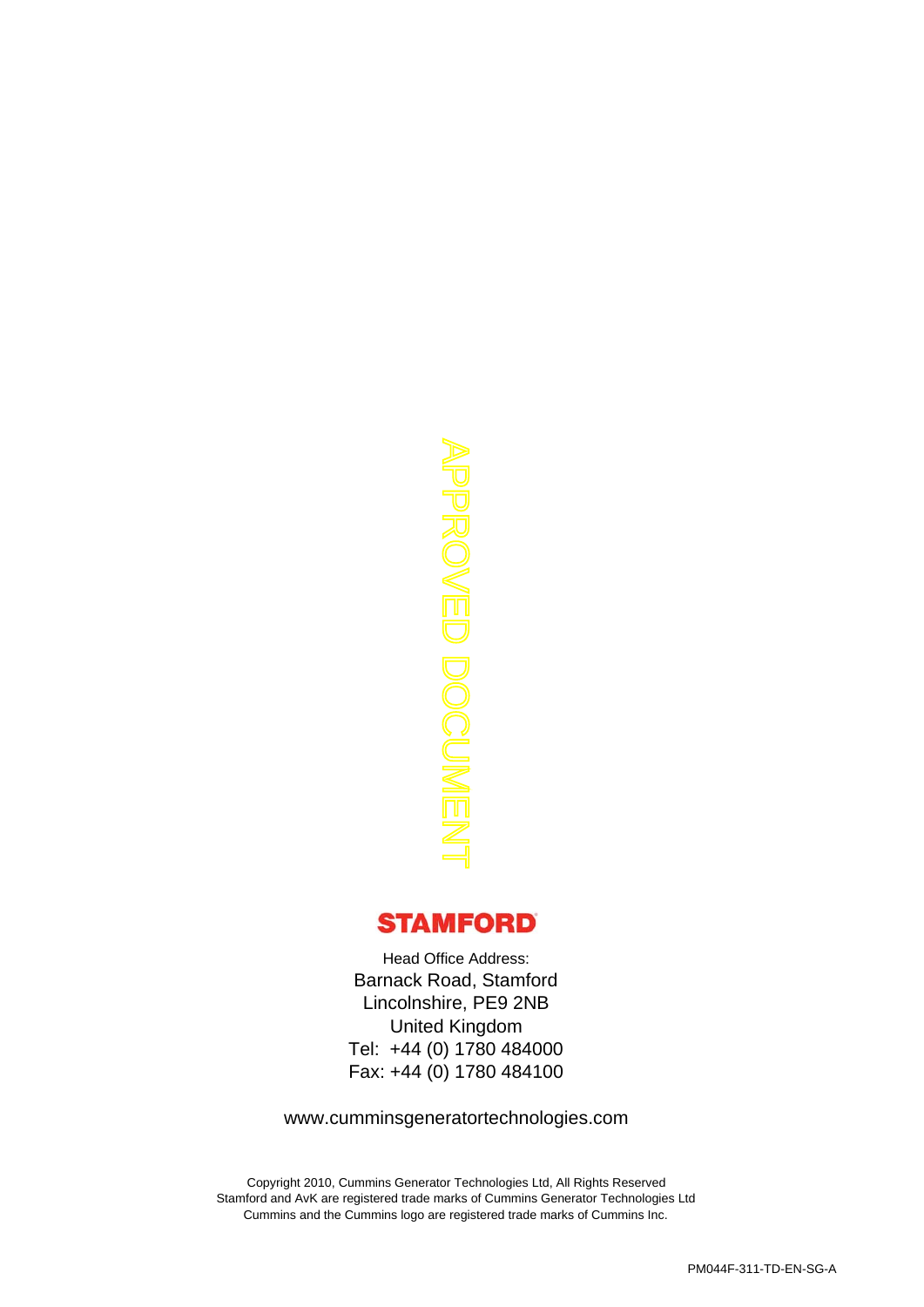APPROVED DOCUMENT

**STAMFORD**

Head Office Address:
Barnack Road, Stamford
Lincolnshire, PE9 2NB
United Kingdom
Tel: +44 (0) 1780 484000
Fax: +44 (0) 1780 484100

www.cumminsgeneratortechnologies.com

Copyright 2010, Cummins Generator Technologies Ltd, All Rights Reserved
Stamford and AvK are registered trade marks of Cummins Generator Technologies Ltd
Cummins and the Cummins logo are registered trade marks of Cummins Inc.

PM044F-311-TD-EN-SG-A